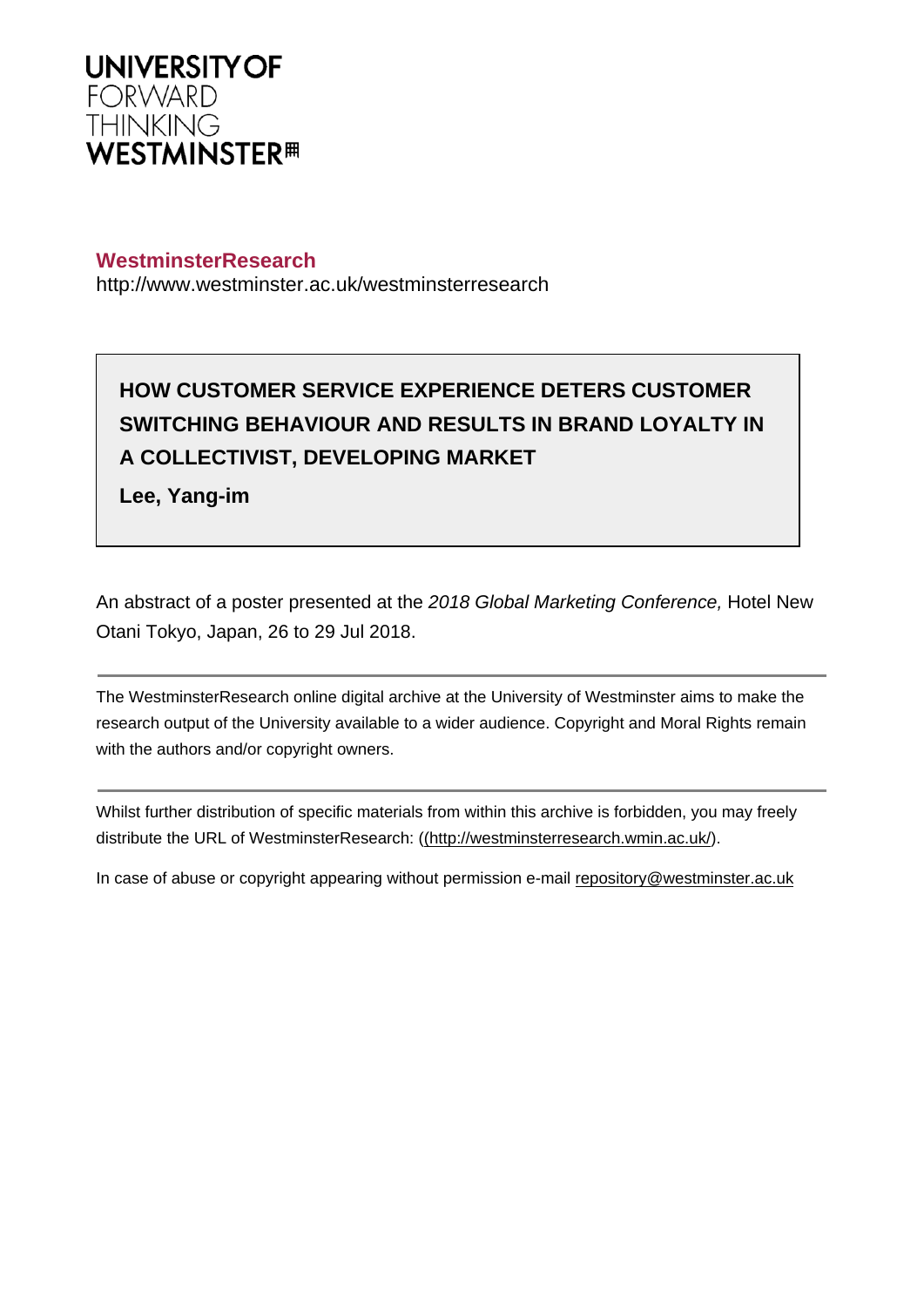**UNIVERSITY OF**
FORWARD
THINKING
**WESTMINSTER**

**WestminsterResearch**
http://www.westminster.ac.uk/westminsterresearch

# HOW CUSTOMER SERVICE EXPERIENCE DETERS CUSTOMER SWITCHING BEHAVIOUR AND RESULTS IN BRAND LOYALTY IN A COLLECTIVIST, DEVELOPING MARKET

**Lee, Yang-im**

An abstract of a poster presented at the *2018 Global Marketing Conference,* Hotel New Otani Tokyo, Japan, 26 to 29 Jul 2018.

---

The WestminsterResearch online digital archive at the University of Westminster aims to make the research output of the University available to a wider audience. Copyright and Moral Rights remain with the authors and/or copyright owners.

---

Whilst further distribution of specific materials from within this archive is forbidden, you may freely distribute the URL of WestminsterResearch: ((http://westminsterresearch.wmin.ac.uk/).

In case of abuse or copyright appearing without permission e-mail repository@westminster.ac.uk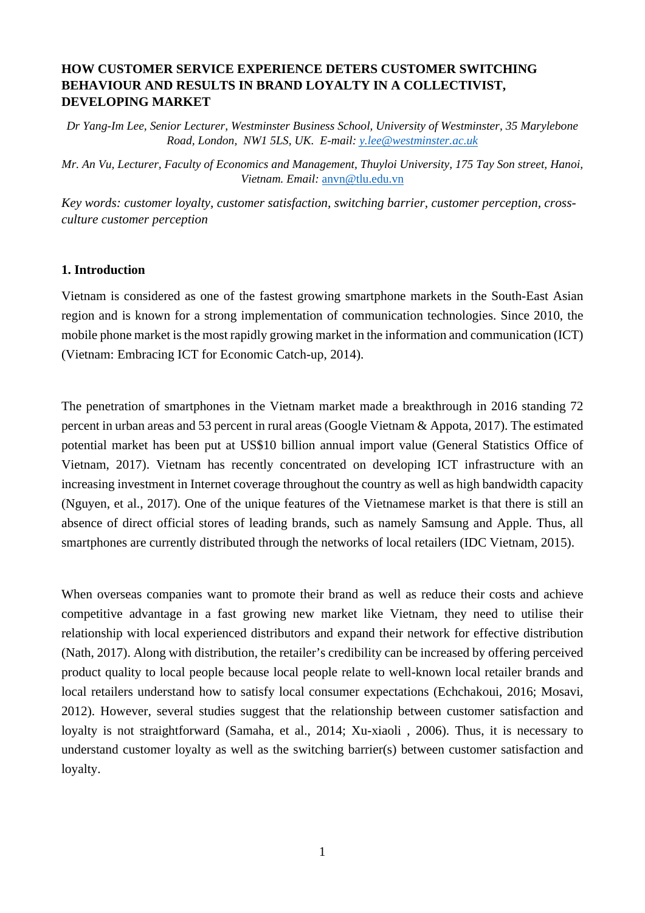**HOW CUSTOMER SERVICE EXPERIENCE DETERS CUSTOMER SWITCHING BEHAVIOUR AND RESULTS IN BRAND LOYALTY IN A COLLECTIVIST, DEVELOPING MARKET**

*Dr Yang-Im Lee, Senior Lecturer, Westminster Business School, University of Westminster, 35 Marylebone Road, London, NW1 5LS, UK. E-mail: y.lee@westminster.ac.uk*

*Mr. An Vu, Lecturer, Faculty of Economics and Management, Thuyloi University, 175 Tay Son street, Hanoi, Vietnam. Email:* anvn@tlu.edu.vn

*Key words: customer loyalty, customer satisfaction, switching barrier, customer perception, cross-culture customer perception*

## 1. Introduction

Vietnam is considered as one of the fastest growing smartphone markets in the South-East Asian region and is known for a strong implementation of communication technologies. Since 2010, the mobile phone market is the most rapidly growing market in the information and communication (ICT) (Vietnam: Embracing ICT for Economic Catch-up, 2014).

The penetration of smartphones in the Vietnam market made a breakthrough in 2016 standing 72 percent in urban areas and 53 percent in rural areas (Google Vietnam & Appota, 2017). The estimated potential market has been put at US$10 billion annual import value (General Statistics Office of Vietnam, 2017). Vietnam has recently concentrated on developing ICT infrastructure with an increasing investment in Internet coverage throughout the country as well as high bandwidth capacity (Nguyen, et al., 2017). One of the unique features of the Vietnamese market is that there is still an absence of direct official stores of leading brands, such as namely Samsung and Apple. Thus, all smartphones are currently distributed through the networks of local retailers (IDC Vietnam, 2015).

When overseas companies want to promote their brand as well as reduce their costs and achieve competitive advantage in a fast growing new market like Vietnam, they need to utilise their relationship with local experienced distributors and expand their network for effective distribution (Nath, 2017). Along with distribution, the retailer's credibility can be increased by offering perceived product quality to local people because local people relate to well-known local retailer brands and local retailers understand how to satisfy local consumer expectations (Echchakoui, 2016; Mosavi, 2012). However, several studies suggest that the relationship between customer satisfaction and loyalty is not straightforward (Samaha, et al., 2014; Xu-xiaoli , 2006). Thus, it is necessary to understand customer loyalty as well as the switching barrier(s) between customer satisfaction and loyalty.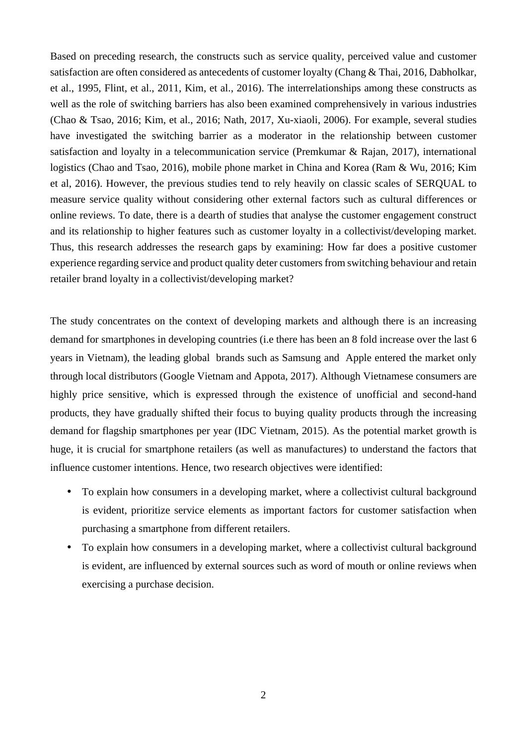Based on preceding research, the constructs such as service quality, perceived value and customer satisfaction are often considered as antecedents of customer loyalty (Chang & Thai, 2016, Dabholkar, et al., 1995, Flint, et al., 2011, Kim, et al., 2016). The interrelationships among these constructs as well as the role of switching barriers has also been examined comprehensively in various industries (Chao & Tsao, 2016; Kim, et al., 2016; Nath, 2017, Xu-xiaoli, 2006). For example, several studies have investigated the switching barrier as a moderator in the relationship between customer satisfaction and loyalty in a telecommunication service (Premkumar & Rajan, 2017), international logistics (Chao and Tsao, 2016), mobile phone market in China and Korea (Ram & Wu, 2016; Kim et al, 2016). However, the previous studies tend to rely heavily on classic scales of SERQUAL to measure service quality without considering other external factors such as cultural differences or online reviews. To date, there is a dearth of studies that analyse the customer engagement construct and its relationship to higher features such as customer loyalty in a collectivist/developing market. Thus, this research addresses the research gaps by examining: How far does a positive customer experience regarding service and product quality deter customers from switching behaviour and retain retailer brand loyalty in a collectivist/developing market?

The study concentrates on the context of developing markets and although there is an increasing demand for smartphones in developing countries (i.e there has been an 8 fold increase over the last 6 years in Vietnam), the leading global brands such as Samsung and Apple entered the market only through local distributors (Google Vietnam and Appota, 2017). Although Vietnamese consumers are highly price sensitive, which is expressed through the existence of unofficial and second-hand products, they have gradually shifted their focus to buying quality products through the increasing demand for flagship smartphones per year (IDC Vietnam, 2015). As the potential market growth is huge, it is crucial for smartphone retailers (as well as manufactures) to understand the factors that influence customer intentions. Hence, two research objectives were identified:

- To explain how consumers in a developing market, where a collectivist cultural background is evident, prioritize service elements as important factors for customer satisfaction when purchasing a smartphone from different retailers.
- To explain how consumers in a developing market, where a collectivist cultural background is evident, are influenced by external sources such as word of mouth or online reviews when exercising a purchase decision.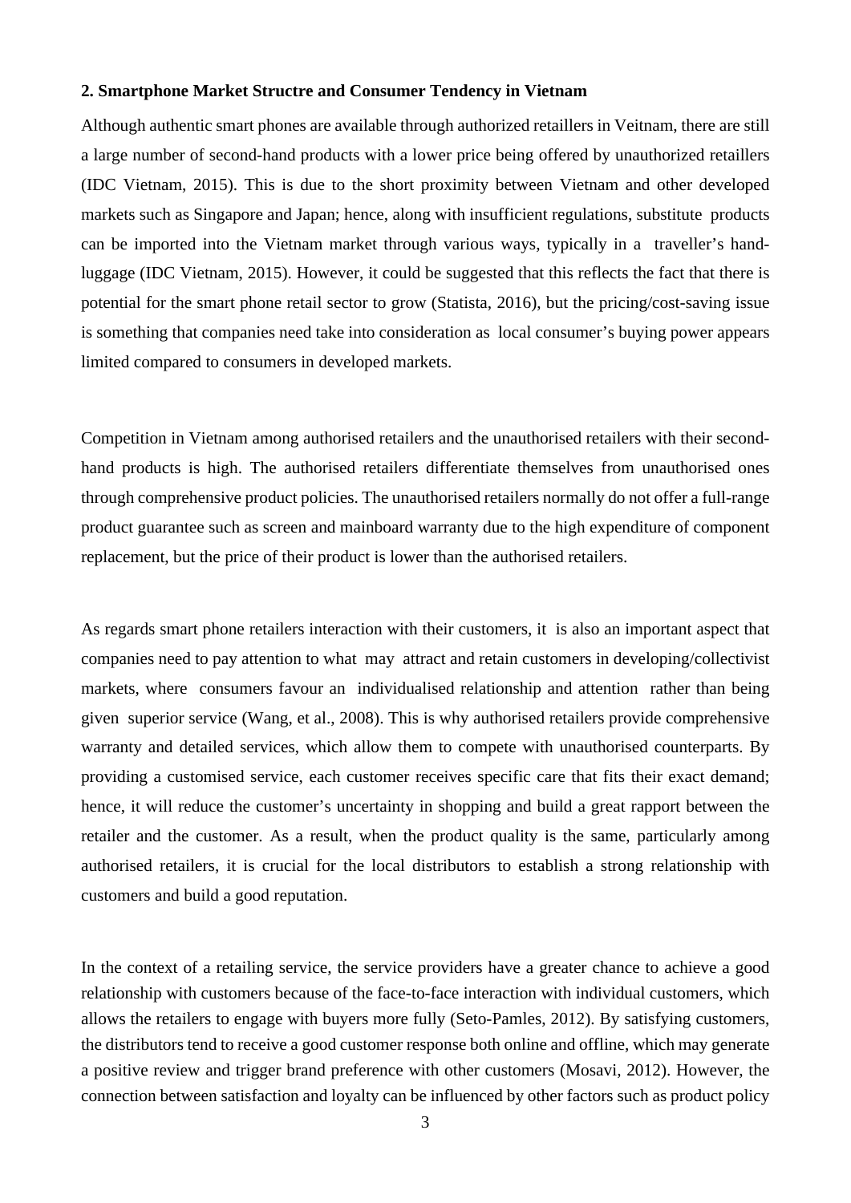**2. Smartphone Market Structre and Consumer Tendency in Vietnam**

Although authentic smart phones are available through authorized retaillers in Veitnam, there are still a large number of second-hand products with a lower price being offered by unauthorized retaillers (IDC Vietnam, 2015). This is due to the short proximity between Vietnam and other developed markets such as Singapore and Japan; hence, along with insufficient regulations, substitute products can be imported into the Vietnam market through various ways, typically in a traveller's hand-luggage (IDC Vietnam, 2015). However, it could be suggested that this reflects the fact that there is potential for the smart phone retail sector to grow (Statista, 2016), but the pricing/cost-saving issue is something that companies need take into consideration as local consumer's buying power appears limited compared to consumers in developed markets.

Competition in Vietnam among authorised retailers and the unauthorised retailers with their second-hand products is high. The authorised retailers differentiate themselves from unauthorised ones through comprehensive product policies. The unauthorised retailers normally do not offer a full-range product guarantee such as screen and mainboard warranty due to the high expenditure of component replacement, but the price of their product is lower than the authorised retailers.

As regards smart phone retailers interaction with their customers, it is also an important aspect that companies need to pay attention to what may attract and retain customers in developing/collectivist markets, where consumers favour an individualised relationship and attention rather than being given superior service (Wang, et al., 2008). This is why authorised retailers provide comprehensive warranty and detailed services, which allow them to compete with unauthorised counterparts. By providing a customised service, each customer receives specific care that fits their exact demand; hence, it will reduce the customer's uncertainty in shopping and build a great rapport between the retailer and the customer. As a result, when the product quality is the same, particularly among authorised retailers, it is crucial for the local distributors to establish a strong relationship with customers and build a good reputation.

In the context of a retailing service, the service providers have a greater chance to achieve a good relationship with customers because of the face-to-face interaction with individual customers, which allows the retailers to engage with buyers more fully (Seto-Pamles, 2012). By satisfying customers, the distributors tend to receive a good customer response both online and offline, which may generate a positive review and trigger brand preference with other customers (Mosavi, 2012). However, the connection between satisfaction and loyalty can be influenced by other factors such as product policy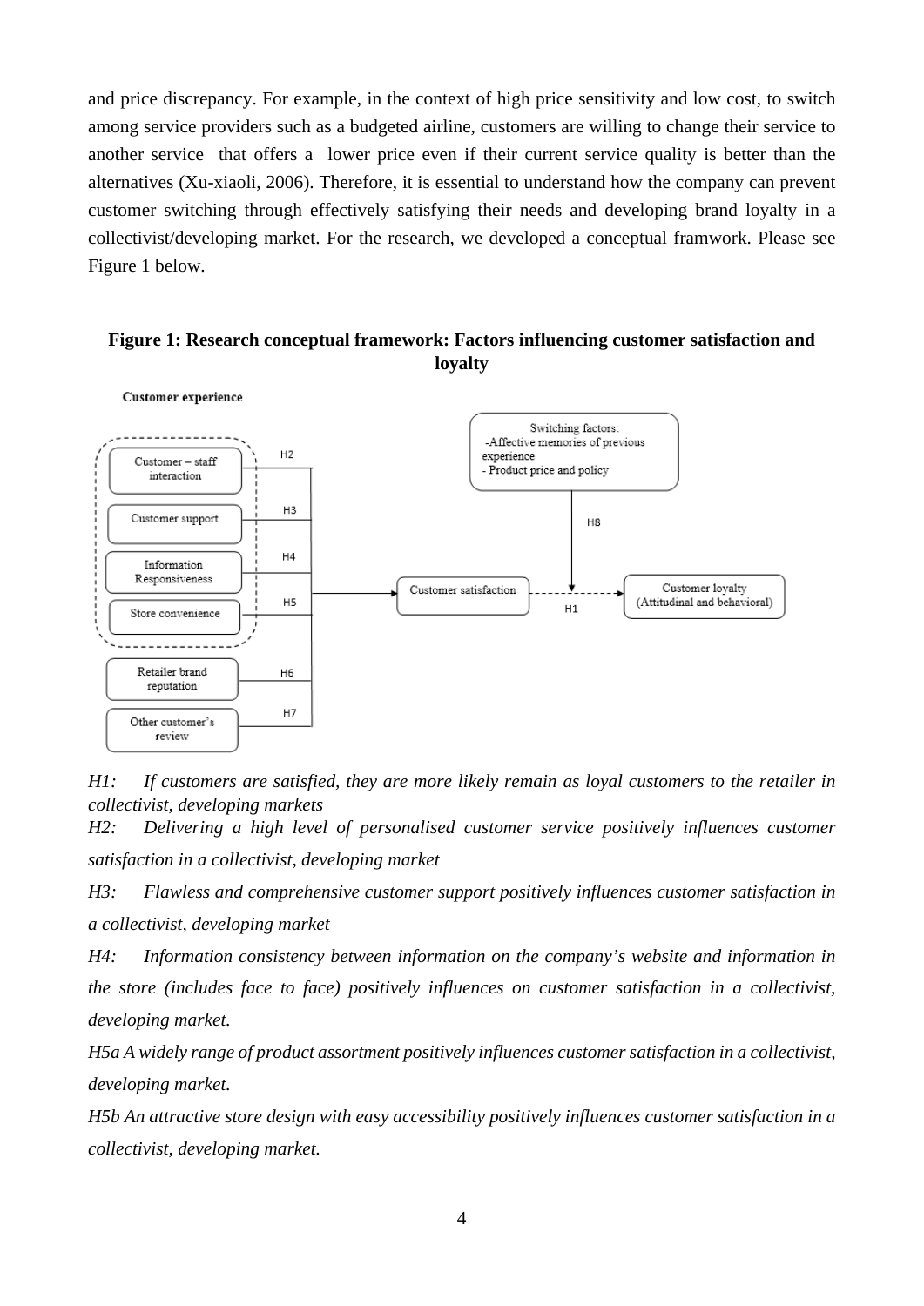and price discrepancy. For example, in the context of high price sensitivity and low cost, to switch among service providers such as a budgeted airline, customers are willing to change their service to another service that offers a lower price even if their current service quality is better than the alternatives (Xu-xiaoli, 2006). Therefore, it is essential to understand how the company can prevent customer switching through effectively satisfying their needs and developing brand loyalty in a collectivist/developing market. For the research, we developed a conceptual framwork. Please see Figure 1 below.

**Figure 1: Research conceptual framework: Factors influencing customer satisfaction and loyalty**

**Customer experience**

Customer – staff interaction (H2)
Customer support (H3)
Information Responsiveness (H4)
Store convenience (H5)
Retailer brand reputation (H6)
Other customer's review (H7)

Switching factors:
- Affective memories of previous experience
- Product price and policy

(H8)

Customer satisfaction → (H1) → Customer loyalty (Attitudinal and behavioral)

*H1: If customers are satisfied, they are more likely remain as loyal customers to the retailer in collectivist, developing markets*

*H2: Delivering a high level of personalised customer service positively influences customer satisfaction in a collectivist, developing market*

*H3: Flawless and comprehensive customer support positively influences customer satisfaction in a collectivist, developing market*

*H4: Information consistency between information on the company's website and information in the store (includes face to face) positively influences on customer satisfaction in a collectivist, developing market.*

*H5a A widely range of product assortment positively influences customer satisfaction in a collectivist, developing market.*

*H5b An attractive store design with easy accessibility positively influences customer satisfaction in a collectivist, developing market.*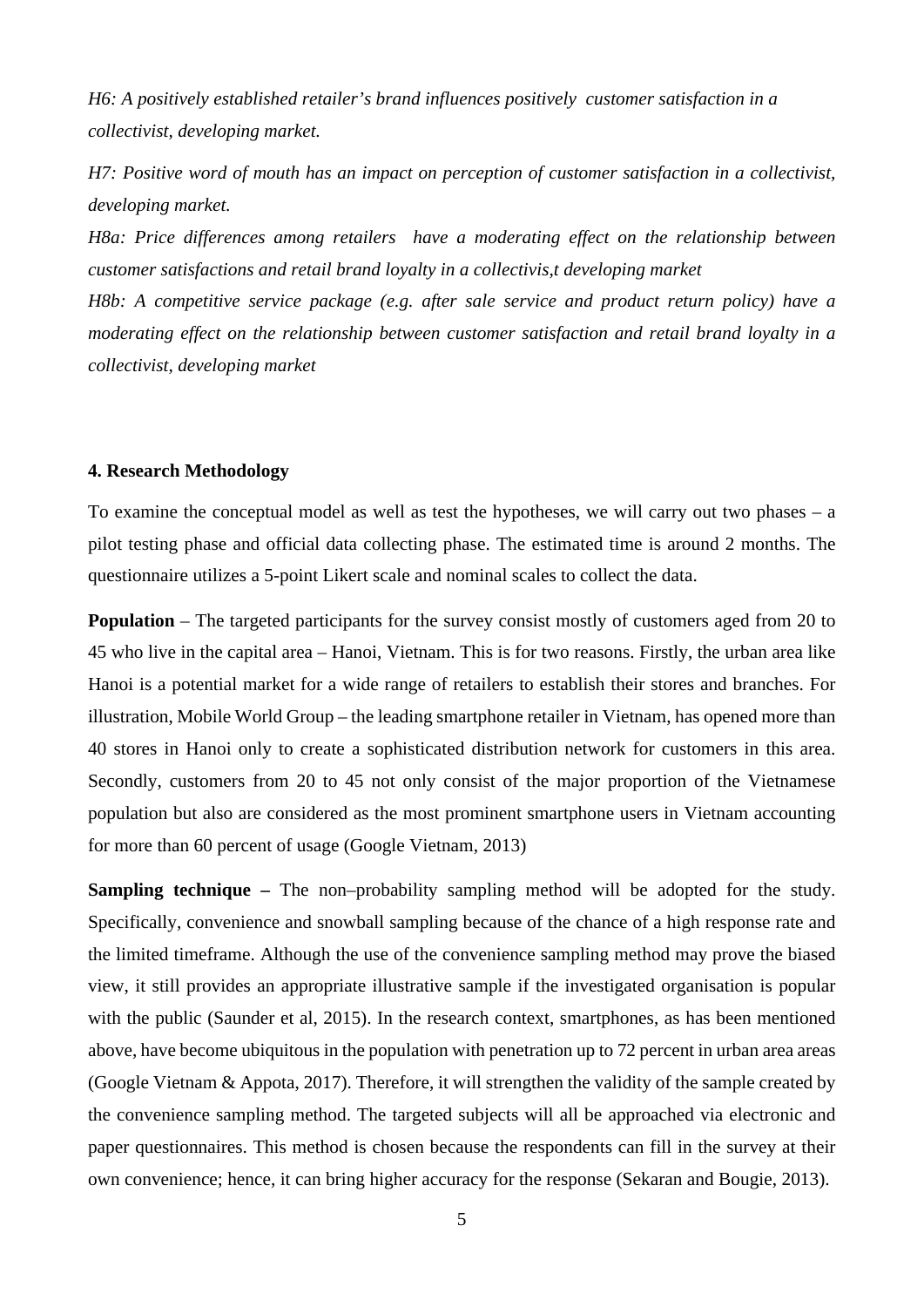*H6: A positively established retailer's brand influences positively  customer satisfaction in a collectivist, developing market.*

*H7: Positive word of mouth has an impact on perception of customer satisfaction in a collectivist, developing market.*

*H8a: Price differences among retailers  have a moderating effect on the relationship between customer satisfactions and retail brand loyalty in a collectivis,t developing market*

*H8b: A competitive service package (e.g. after sale service and product return policy) have a moderating effect on the relationship between customer satisfaction and retail brand loyalty in a collectivist, developing market*

**4. Research Methodology**

To examine the conceptual model as well as test the hypotheses, we will carry out two phases – a pilot testing phase and official data collecting phase. The estimated time is around 2 months. The questionnaire utilizes a 5-point Likert scale and nominal scales to collect the data.

**Population** – The targeted participants for the survey consist mostly of customers aged from 20 to 45 who live in the capital area – Hanoi, Vietnam. This is for two reasons. Firstly, the urban area like Hanoi is a potential market for a wide range of retailers to establish their stores and branches. For illustration, Mobile World Group – the leading smartphone retailer in Vietnam, has opened more than 40 stores in Hanoi only to create a sophisticated distribution network for customers in this area. Secondly, customers from 20 to 45 not only consist of the major proportion of the Vietnamese population but also are considered as the most prominent smartphone users in Vietnam accounting for more than 60 percent of usage (Google Vietnam, 2013)

**Sampling technique –** The non–probability sampling method will be adopted for the study. Specifically, convenience and snowball sampling because of the chance of a high response rate and the limited timeframe. Although the use of the convenience sampling method may prove the biased view, it still provides an appropriate illustrative sample if the investigated organisation is popular with the public (Saunder et al, 2015). In the research context, smartphones, as has been mentioned above, have become ubiquitous in the population with penetration up to 72 percent in urban area areas (Google Vietnam & Appota, 2017). Therefore, it will strengthen the validity of the sample created by the convenience sampling method. The targeted subjects will all be approached via electronic and paper questionnaires. This method is chosen because the respondents can fill in the survey at their own convenience; hence, it can bring higher accuracy for the response (Sekaran and Bougie, 2013).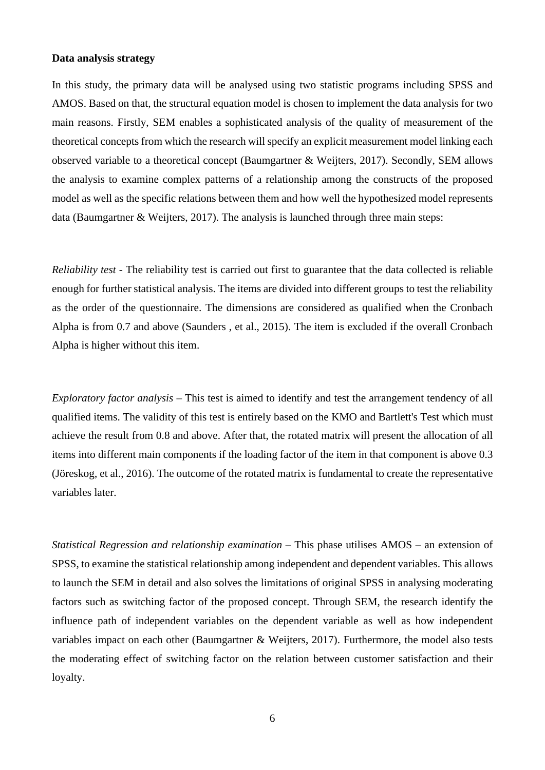**Data analysis strategy**

In this study, the primary data will be analysed using two statistic programs including SPSS and AMOS. Based on that, the structural equation model is chosen to implement the data analysis for two main reasons. Firstly, SEM enables a sophisticated analysis of the quality of measurement of the theoretical concepts from which the research will specify an explicit measurement model linking each observed variable to a theoretical concept (Baumgartner & Weijters, 2017). Secondly, SEM allows the analysis to examine complex patterns of a relationship among the constructs of the proposed model as well as the specific relations between them and how well the hypothesized model represents data (Baumgartner & Weijters, 2017). The analysis is launched through three main steps:

*Reliability test* - The reliability test is carried out first to guarantee that the data collected is reliable enough for further statistical analysis. The items are divided into different groups to test the reliability as the order of the questionnaire. The dimensions are considered as qualified when the Cronbach Alpha is from 0.7 and above (Saunders , et al., 2015). The item is excluded if the overall Cronbach Alpha is higher without this item.

*Exploratory factor analysis* – This test is aimed to identify and test the arrangement tendency of all qualified items. The validity of this test is entirely based on the KMO and Bartlett's Test which must achieve the result from 0.8 and above. After that, the rotated matrix will present the allocation of all items into different main components if the loading factor of the item in that component is above 0.3 (Jöreskog, et al., 2016). The outcome of the rotated matrix is fundamental to create the representative variables later.

*Statistical Regression and relationship examination* – This phase utilises AMOS – an extension of SPSS, to examine the statistical relationship among independent and dependent variables. This allows to launch the SEM in detail and also solves the limitations of original SPSS in analysing moderating factors such as switching factor of the proposed concept. Through SEM, the research identify the influence path of independent variables on the dependent variable as well as how independent variables impact on each other (Baumgartner & Weijters, 2017). Furthermore, the model also tests the moderating effect of switching factor on the relation between customer satisfaction and their loyalty.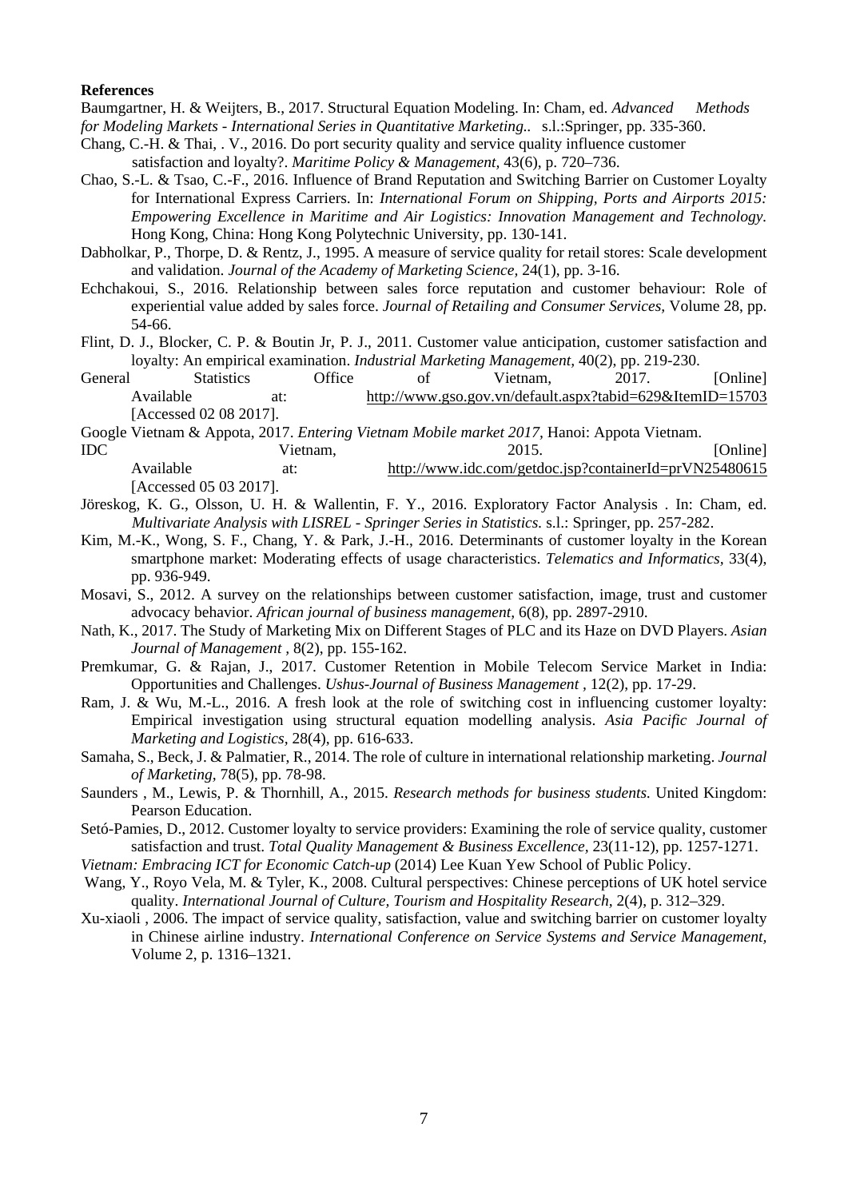**References**

Baumgartner, H. & Weijters, B., 2017. Structural Equation Modeling. In: Cham, ed. *Advanced Methods for Modeling Markets - International Series in Quantitative Marketing..* s.l.:Springer, pp. 335-360.

Chang, C.-H. & Thai, . V., 2016. Do port security quality and service quality influence customer satisfaction and loyalty?. *Maritime Policy & Management,* 43(6), p. 720–736.

Chao, S.-L. & Tsao, C.-F., 2016. Influence of Brand Reputation and Switching Barrier on Customer Loyalty for International Express Carriers. In: *International Forum on Shipping, Ports and Airports 2015: Empowering Excellence in Maritime and Air Logistics: Innovation Management and Technology.* Hong Kong, China: Hong Kong Polytechnic University, pp. 130-141.

Dabholkar, P., Thorpe, D. & Rentz, J., 1995. A measure of service quality for retail stores: Scale development and validation. *Journal of the Academy of Marketing Science,* 24(1), pp. 3-16.

Echchakoui, S., 2016. Relationship between sales force reputation and customer behaviour: Role of experiential value added by sales force. *Journal of Retailing and Consumer Services,* Volume 28, pp. 54-66.

Flint, D. J., Blocker, C. P. & Boutin Jr, P. J., 2011. Customer value anticipation, customer satisfaction and loyalty: An empirical examination. *Industrial Marketing Management,* 40(2), pp. 219-230.

General Statistics Office of Vietnam, 2017. [Online] Available at: http://www.gso.gov.vn/default.aspx?tabid=629&ItemID=15703 [Accessed 02 08 2017].

Google Vietnam & Appota, 2017. *Entering Vietnam Mobile market 2017,* Hanoi: Appota Vietnam.

IDC Vietnam, 2015. [Online] Available at: http://www.idc.com/getdoc.jsp?containerId=prVN25480615 [Accessed 05 03 2017].

Jöreskog, K. G., Olsson, U. H. & Wallentin, F. Y., 2016. Exploratory Factor Analysis . In: Cham, ed. *Multivariate Analysis with LISREL - Springer Series in Statistics.* s.l.: Springer, pp. 257-282.

Kim, M.-K., Wong, S. F., Chang, Y. & Park, J.-H., 2016. Determinants of customer loyalty in the Korean smartphone market: Moderating effects of usage characteristics. *Telematics and Informatics,* 33(4), pp. 936-949.

Mosavi, S., 2012. A survey on the relationships between customer satisfaction, image, trust and customer advocacy behavior. *African journal of business management,* 6(8), pp. 2897-2910.

Nath, K., 2017. The Study of Marketing Mix on Different Stages of PLC and its Haze on DVD Players. *Asian Journal of Management ,* 8(2), pp. 155-162.

Premkumar, G. & Rajan, J., 2017. Customer Retention in Mobile Telecom Service Market in India: Opportunities and Challenges. *Ushus-Journal of Business Management ,* 12(2), pp. 17-29.

Ram, J. & Wu, M.-L., 2016. A fresh look at the role of switching cost in influencing customer loyalty: Empirical investigation using structural equation modelling analysis. *Asia Pacific Journal of Marketing and Logistics,* 28(4), pp. 616-633.

Samaha, S., Beck, J. & Palmatier, R., 2014. The role of culture in international relationship marketing. *Journal of Marketing,* 78(5), pp. 78-98.

Saunders , M., Lewis, P. & Thornhill, A., 2015. *Research methods for business students.* United Kingdom: Pearson Education.

Setó-Pamies, D., 2012. Customer loyalty to service providers: Examining the role of service quality, customer satisfaction and trust. *Total Quality Management & Business Excellence,* 23(11-12), pp. 1257-1271.

*Vietnam: Embracing ICT for Economic Catch-up* (2014) Lee Kuan Yew School of Public Policy.

Wang, Y., Royo Vela, M. & Tyler, K., 2008. Cultural perspectives: Chinese perceptions of UK hotel service quality. *International Journal of Culture, Tourism and Hospitality Research,* 2(4), p. 312–329.

Xu-xiaoli , 2006. The impact of service quality, satisfaction, value and switching barrier on customer loyalty in Chinese airline industry. *International Conference on Service Systems and Service Management,* Volume 2, p. 1316–1321.